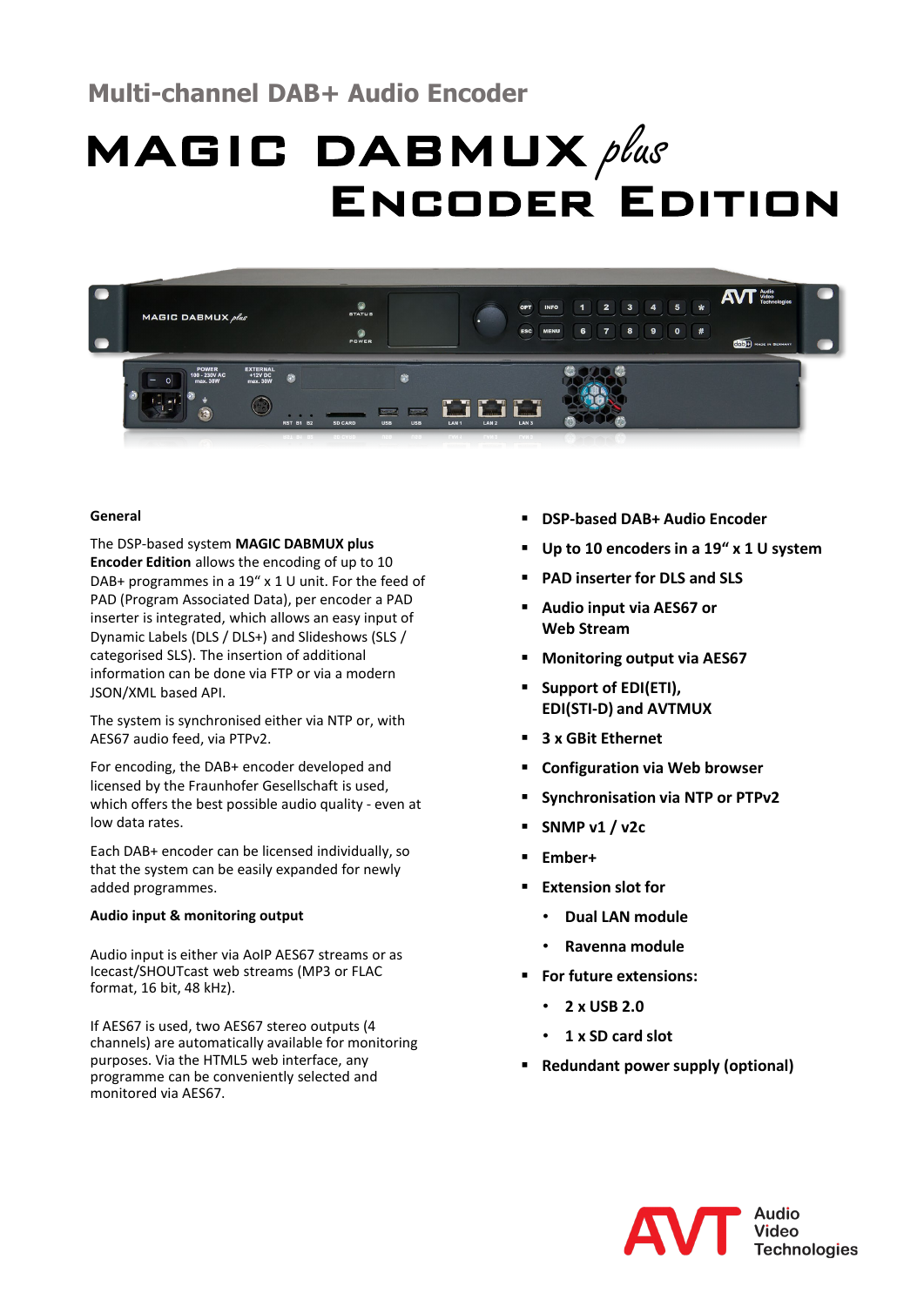## Multi-channel DAB+ Audio Encoder

# MAGIC DABMUX *plus* ENCODER EDITION

### General

The DSP-based system **MAGIC DABMUX plus Encoder Edition** allows the encoding of up to 10 DAB+ programmes in a 19“ x 1 U unit. For the feed of PAD (Program Associated Data), per encoder a PAD inserter is integrated, which allows an easy input of Dynamic Labels (DLS / DLS+) and Slideshows (SLS / categorised SLS). The insertion of additional information can be done via FTP or via a modern JSON/XML based API.

The system is synchronised either via NTP or, with AES67 audio feed, via PTPv2.

For encoding, the DAB+ encoder developed and licensed by the Fraunhofer Gesellschaft is used, which offers the best possible audio quality - even at low data rates.

Each DAB+ encoder can be licensed individually, so that the system can be easily expanded for newly added programmes.

### Audio input & monitoring output

Audio input is either via AoIP AES67 streams or as Icecast/SHOUTcast web streams (MP3 or FLAC format, 16 bit, 48 kHz).

If AES67 is used, two AES67 stereo outputs (4 channels) are automatically available for monitoring purposes. Via the HTML5 web interface, any programme can be conveniently selected and monitored via AES67.

- **DSP-based DAB+ Audio Encoder**
- **Up to 10 encoders in a 19“ x 1 U system**
- **PAD inserter for DLS and SLS**
- **Audio input via AES67 or Web Stream**
- **Monitoring output via AES67**
- **Support of EDI(ETI), EDI(STI-D) and AVTMUX**
- **3 x GBit Ethernet**
- **Configuration via Web browser**
- **Synchronisation via NTP or PTPv2**
- **SNMP v1 / v2c**
- **Ember+**
- **Extension slot for**
  - **Dual LAN module**
  - **Ravenna module**
- **For future extensions:**
  - **2 x USB 2.0**
  - **1 x SD card slot**
- **Redundant power supply (optional)**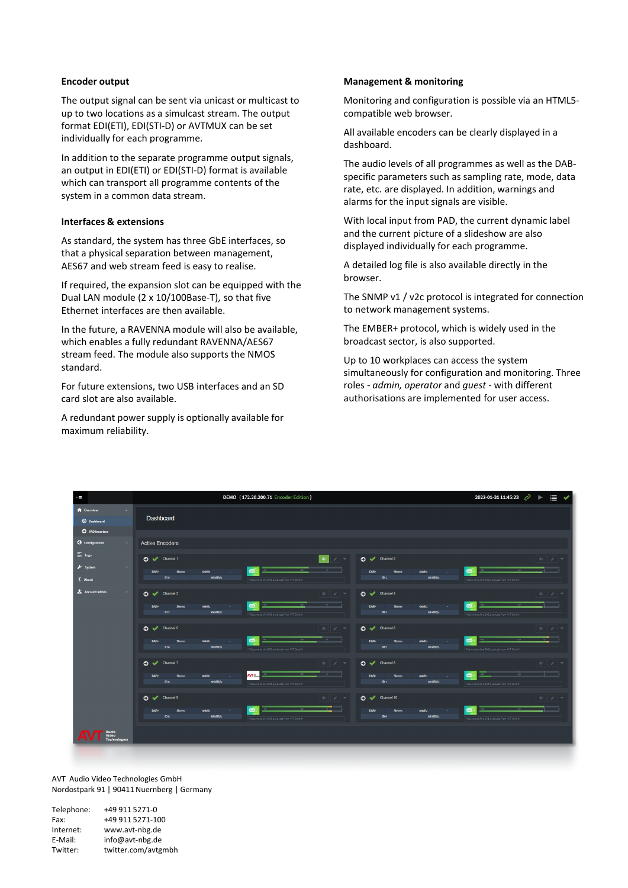### Encoder output

The output signal can be sent via unicast or multicast to up to two locations as a simulcast stream. The output format EDI(ETI), EDI(STI-D) or AVTMUX can be set individually for each programme.

In addition to the separate programme output signals, an output in EDI(ETI) or EDI(STI-D) format is available which can transport all programme contents of the system in a common data stream.

### Interfaces & extensions

As standard, the system has three GbE interfaces, so that a physical separation between management, AES67 and web stream feed is easy to realise.

If required, the expansion slot can be equipped with the Dual LAN module (2 x 10/100Base-T), so that five Ethernet interfaces are then available.

In the future, a RAVENNA module will also be available, which enables a fully redundant RAVENNA/AES67 stream feed. The module also supports the NMOS standard.

For future extensions, two USB interfaces and an SD card slot are also available.

A redundant power supply is optionally available for maximum reliability.

### Management & monitoring

Monitoring and configuration is possible via an HTML5-compatible web browser.

All available encoders can be clearly displayed in a dashboard.

The audio levels of all programmes as well as the DAB-specific parameters such as sampling rate, mode, data rate, etc. are displayed. In addition, warnings and alarms for the input signals are visible.

With local input from PAD, the current dynamic label and the current picture of a slideshow are also displayed individually for each programme.

A detailed log file is also available directly in the browser.

The SNMP v1 / v2c protocol is integrated for connection to network management systems.

The EMBER+ protocol, which is widely used in the broadcast sector, is also supported.

Up to 10 workplaces can access the system simultaneously for configuration and monitoring. Three roles - *admin, operator* and *guest* - with different authorisations are implemented for user access.

AVT Audio Video Technologies GmbH
Nordostpark 91 | 90411 Nuernberg | Germany

Telephone: +49 911 5271-0
Fax: +49 911 5271-100
Internet: www.avt-nbg.de
E-Mail: info@avt-nbg.de
Twitter: twitter.com/avtgmbh